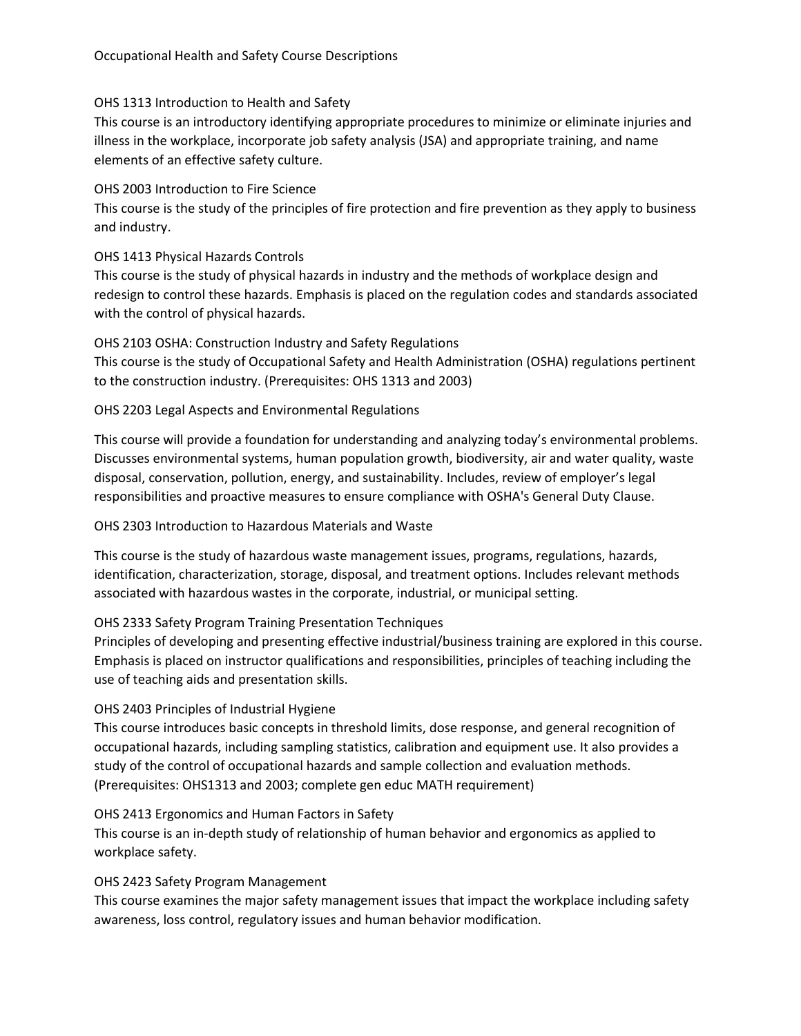# Occupational Health and Safety Course Descriptions

## OHS 1313 Introduction to Health and Safety

This course is an introductory identifying appropriate procedures to minimize or eliminate injuries and illness in the workplace, incorporate job safety analysis (JSA) and appropriate training, and name elements of an effective safety culture.

## OHS 2003 Introduction to Fire Science

This course is the study of the principles of fire protection and fire prevention as they apply to business and industry.

## OHS 1413 Physical Hazards Controls

This course is the study of physical hazards in industry and the methods of workplace design and redesign to control these hazards. Emphasis is placed on the regulation codes and standards associated with the control of physical hazards.

## OHS 2103 OSHA: Construction Industry and Safety Regulations

This course is the study of Occupational Safety and Health Administration (OSHA) regulations pertinent to the construction industry. (Prerequisites: OHS 1313 and 2003)

## OHS 2203 Legal Aspects and Environmental Regulations

This course will provide a foundation for understanding and analyzing today's environmental problems. Discusses environmental systems, human population growth, biodiversity, air and water quality, waste disposal, conservation, pollution, energy, and sustainability. Includes, review of employer's legal responsibilities and proactive measures to ensure compliance with OSHA's General Duty Clause.

## OHS 2303 Introduction to Hazardous Materials and Waste

This course is the study of hazardous waste management issues, programs, regulations, hazards, identification, characterization, storage, disposal, and treatment options. Includes relevant methods associated with hazardous wastes in the corporate, industrial, or municipal setting.

## OHS 2333 Safety Program Training Presentation Techniques

Principles of developing and presenting effective industrial/business training are explored in this course. Emphasis is placed on instructor qualifications and responsibilities, principles of teaching including the use of teaching aids and presentation skills.

## OHS 2403 Principles of Industrial Hygiene

This course introduces basic concepts in threshold limits, dose response, and general recognition of occupational hazards, including sampling statistics, calibration and equipment use. It also provides a study of the control of occupational hazards and sample collection and evaluation methods. (Prerequisites: OHS1313 and 2003; complete gen educ MATH requirement)

## OHS 2413 Ergonomics and Human Factors in Safety

This course is an in-depth study of relationship of human behavior and ergonomics as applied to workplace safety.

## OHS 2423 Safety Program Management

This course examines the major safety management issues that impact the workplace including safety awareness, loss control, regulatory issues and human behavior modification.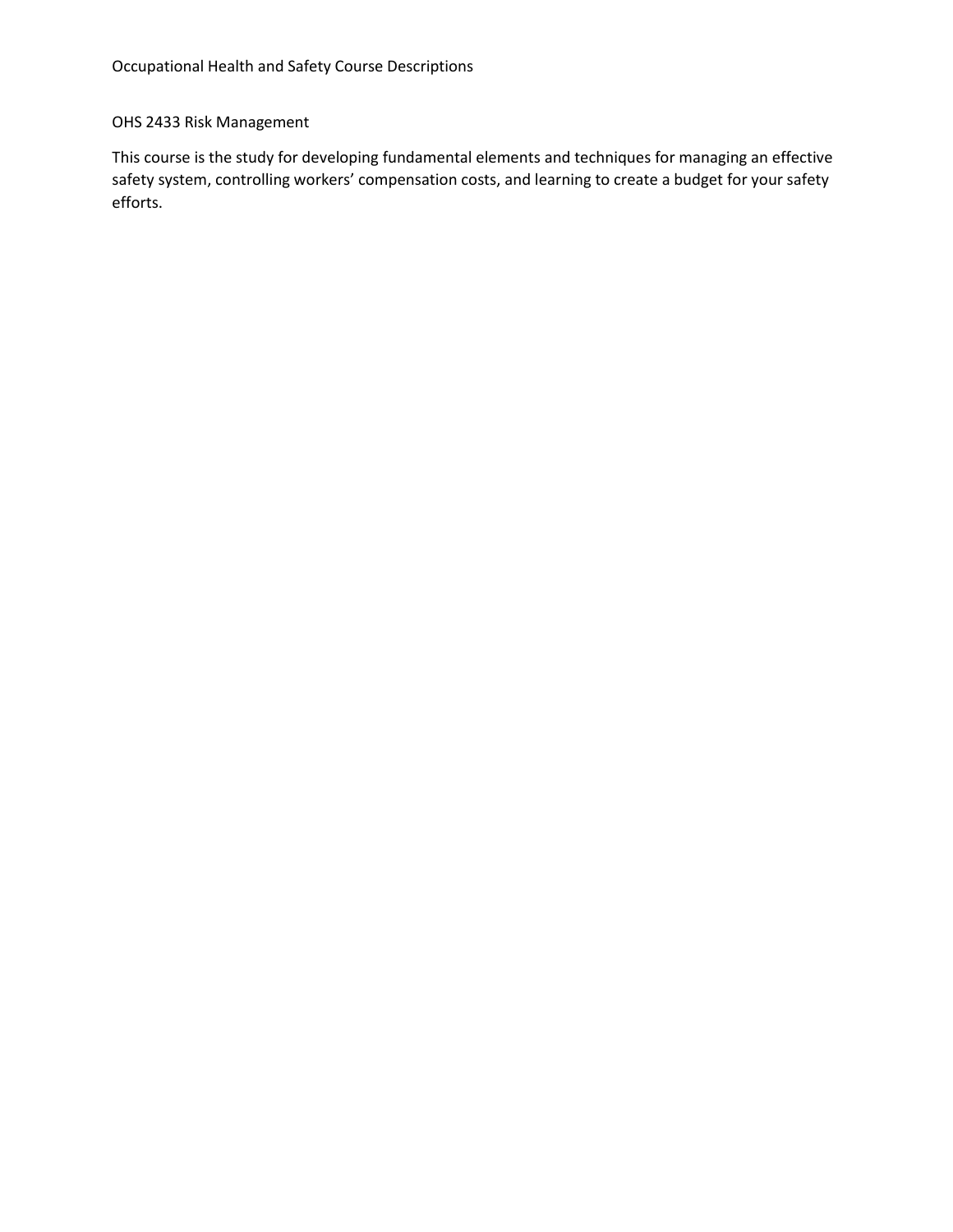OHS 2433 Risk Management

This course is the study for developing fundamental elements and techniques for managing an effective safety system, controlling workers' compensation costs, and learning to create a budget for your safety efforts.